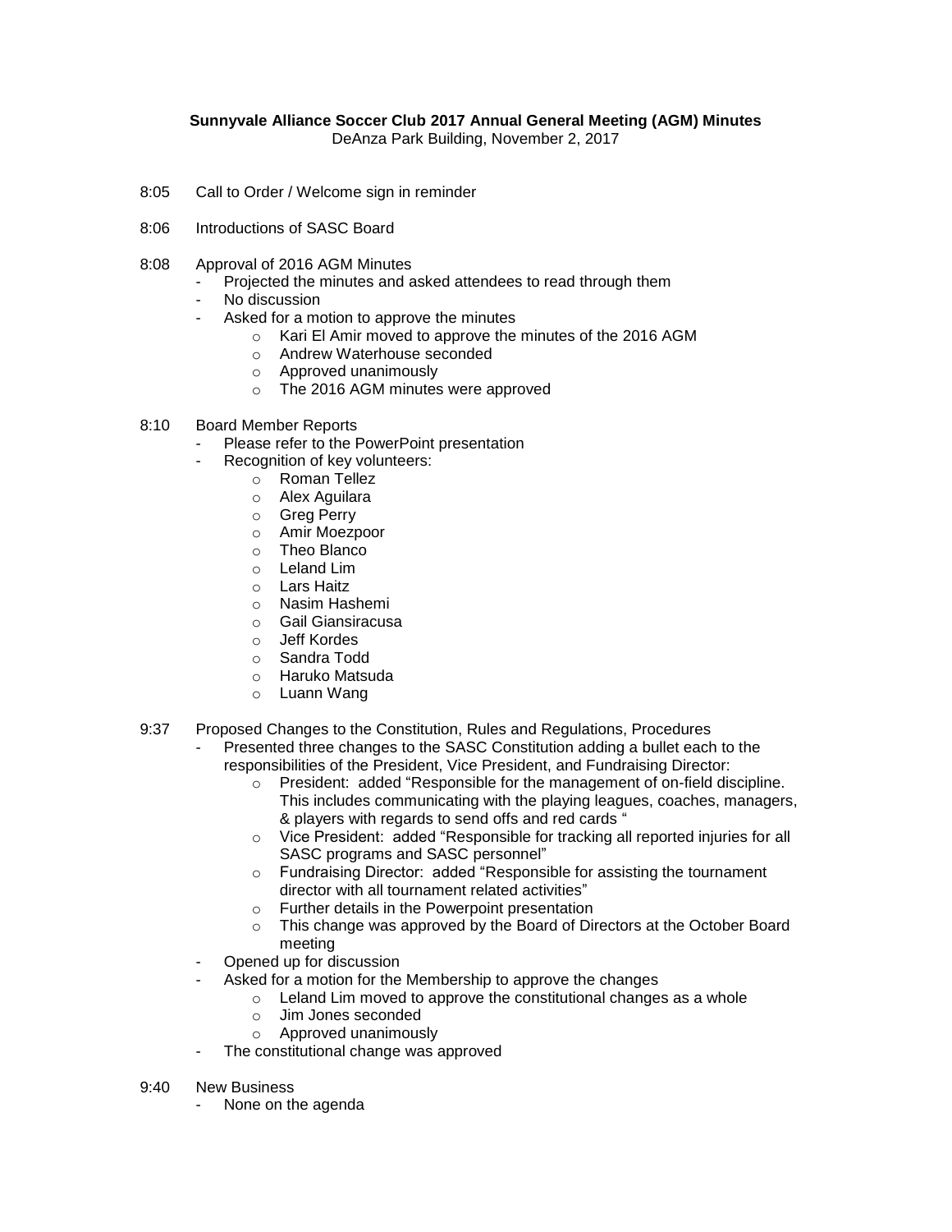**Sunnyvale Alliance Soccer Club 2017 Annual General Meeting (AGM) Minutes**
DeAnza Park Building, November 2, 2017

8:05 Call to Order / Welcome sign in reminder

8:06 Introductions of SASC Board

8:08 Approval of 2016 AGM Minutes
- Projected the minutes and asked attendees to read through them
- No discussion
- Asked for a motion to approve the minutes
  - Kari El Amir moved to approve the minutes of the 2016 AGM
  - Andrew Waterhouse seconded
  - Approved unanimously
  - The 2016 AGM minutes were approved

8:10 Board Member Reports
- Please refer to the PowerPoint presentation
- Recognition of key volunteers:
  - Roman Tellez
  - Alex Aguilara
  - Greg Perry
  - Amir Moezpoor
  - Theo Blanco
  - Leland Lim
  - Lars Haitz
  - Nasim Hashemi
  - Gail Giansiracusa
  - Jeff Kordes
  - Sandra Todd
  - Haruko Matsuda
  - Luann Wang

9:37 Proposed Changes to the Constitution, Rules and Regulations, Procedures
- Presented three changes to the SASC Constitution adding a bullet each to the responsibilities of the President, Vice President, and Fundraising Director:
  - President: added "Responsible for the management of on-field discipline. This includes communicating with the playing leagues, coaches, managers, & players with regards to send offs and red cards "
  - Vice President: added "Responsible for tracking all reported injuries for all SASC programs and SASC personnel"
  - Fundraising Director: added "Responsible for assisting the tournament director with all tournament related activities"
  - Further details in the Powerpoint presentation
  - This change was approved by the Board of Directors at the October Board meeting
- Opened up for discussion
- Asked for a motion for the Membership to approve the changes
  - Leland Lim moved to approve the constitutional changes as a whole
  - Jim Jones seconded
  - Approved unanimously
- The constitutional change was approved

9:40 New Business
- None on the agenda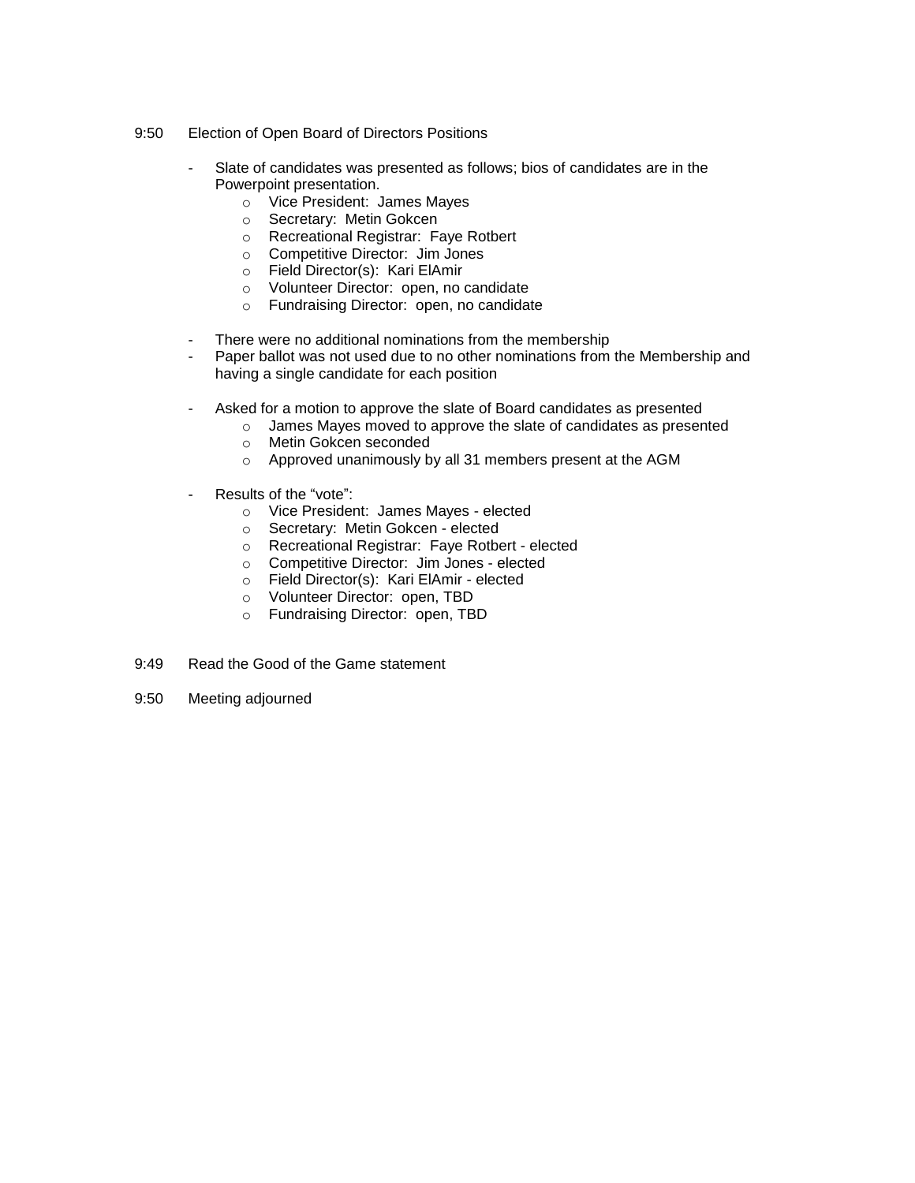9:50 Election of Open Board of Directors Positions

- Slate of candidates was presented as follows; bios of candidates are in the Powerpoint presentation.
    - Vice President: James Mayes
    - Secretary: Metin Gokcen
    - Recreational Registrar: Faye Rotbert
    - Competitive Director: Jim Jones
    - Field Director(s): Kari ElAmir
    - Volunteer Director: open, no candidate
    - Fundraising Director: open, no candidate

- There were no additional nominations from the membership
- Paper ballot was not used due to no other nominations from the Membership and having a single candidate for each position

- Asked for a motion to approve the slate of Board candidates as presented
    - James Mayes moved to approve the slate of candidates as presented
    - Metin Gokcen seconded
    - Approved unanimously by all 31 members present at the AGM

- Results of the "vote":
    - Vice President: James Mayes - elected
    - Secretary: Metin Gokcen - elected
    - Recreational Registrar: Faye Rotbert - elected
    - Competitive Director: Jim Jones - elected
    - Field Director(s): Kari ElAmir - elected
    - Volunteer Director: open, TBD
    - Fundraising Director: open, TBD

9:49 Read the Good of the Game statement

9:50 Meeting adjourned